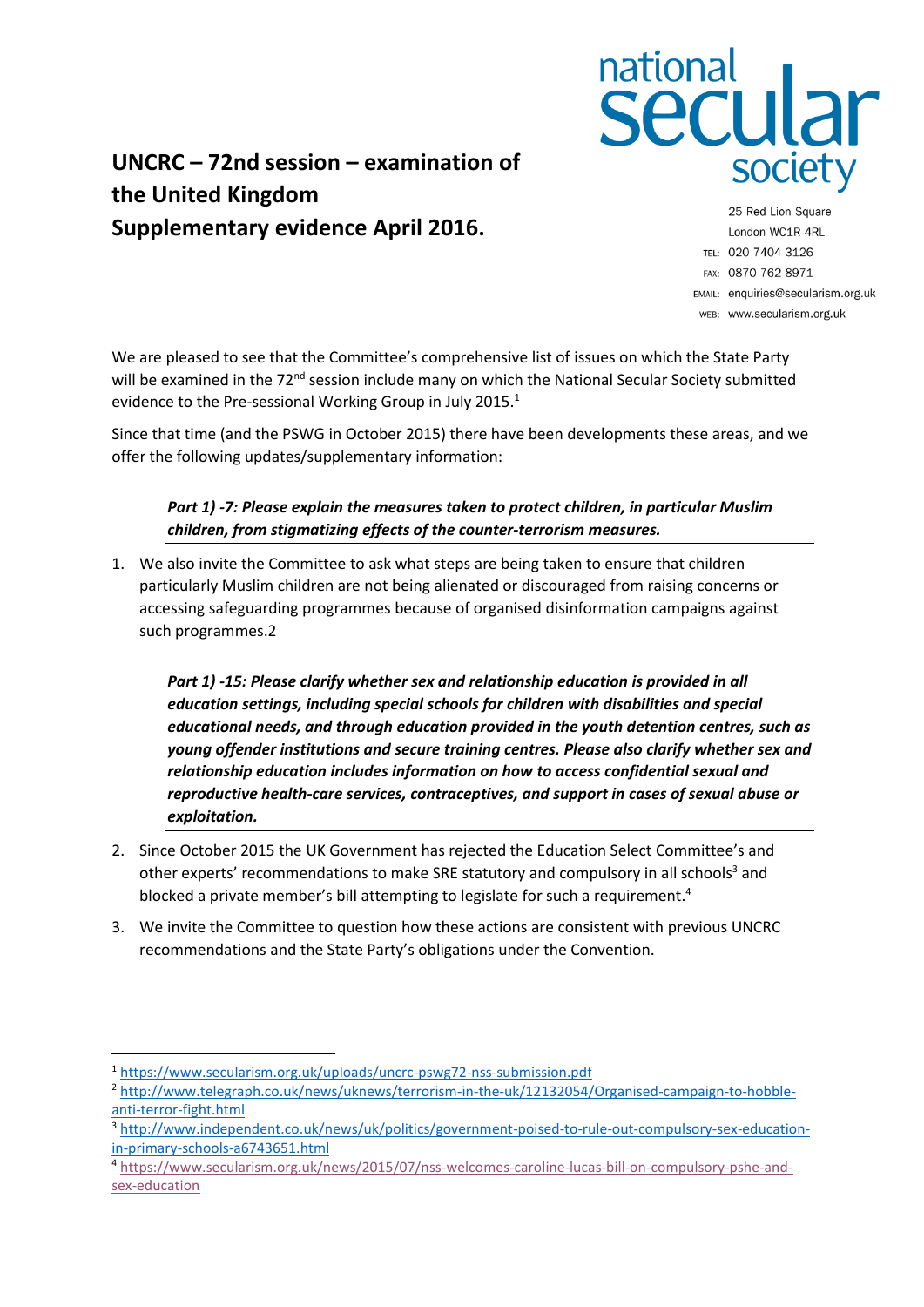# UNCRC – 72nd session – examination of the United Kingdom
# Supplementary evidence April 2016.

national secular society

25 Red Lion Square
London WC1R 4RL
TEL: 020 7404 3126
FAX: 0870 762 8971
EMAIL: enquiries@secularism.org.uk
WEB: www.secularism.org.uk

We are pleased to see that the Committee's comprehensive list of issues on which the State Party will be examined in the 72nd session include many on which the National Secular Society submitted evidence to the Pre-sessional Working Group in July 2015.[1]

Since that time (and the PSWG in October 2015) there have been developments these areas, and we offer the following updates/supplementary information:

***Part 1) -7: Please explain the measures taken to protect children, in particular Muslim children, from stigmatizing effects of the counter-terrorism measures.***

1. We also invite the Committee to ask what steps are being taken to ensure that children particularly Muslim children are not being alienated or discouraged from raising concerns or accessing safeguarding programmes because of organised disinformation campaigns against such programmes.2

***Part 1) -15: Please clarify whether sex and relationship education is provided in all education settings, including special schools for children with disabilities and special educational needs, and through education provided in the youth detention centres, such as young offender institutions and secure training centres. Please also clarify whether sex and relationship education includes information on how to access confidential sexual and reproductive health-care services, contraceptives, and support in cases of sexual abuse or exploitation.***

2. Since October 2015 the UK Government has rejected the Education Select Committee's and other experts' recommendations to make SRE statutory and compulsory in all schools[3] and blocked a private member's bill attempting to legislate for such a requirement.[4]

3. We invite the Committee to question how these actions are consistent with previous UNCRC recommendations and the State Party's obligations under the Convention.

---

[1] https://www.secularism.org.uk/uploads/uncrc-pswg72-nss-submission.pdf

[2] http://www.telegraph.co.uk/news/uknews/terrorism-in-the-uk/12132054/Organised-campaign-to-hobble-anti-terror-fight.html

[3] http://www.independent.co.uk/news/uk/politics/government-poised-to-rule-out-compulsory-sex-education-in-primary-schools-a6743651.html

[4] https://www.secularism.org.uk/news/2015/07/nss-welcomes-caroline-lucas-bill-on-compulsory-pshe-and-sex-education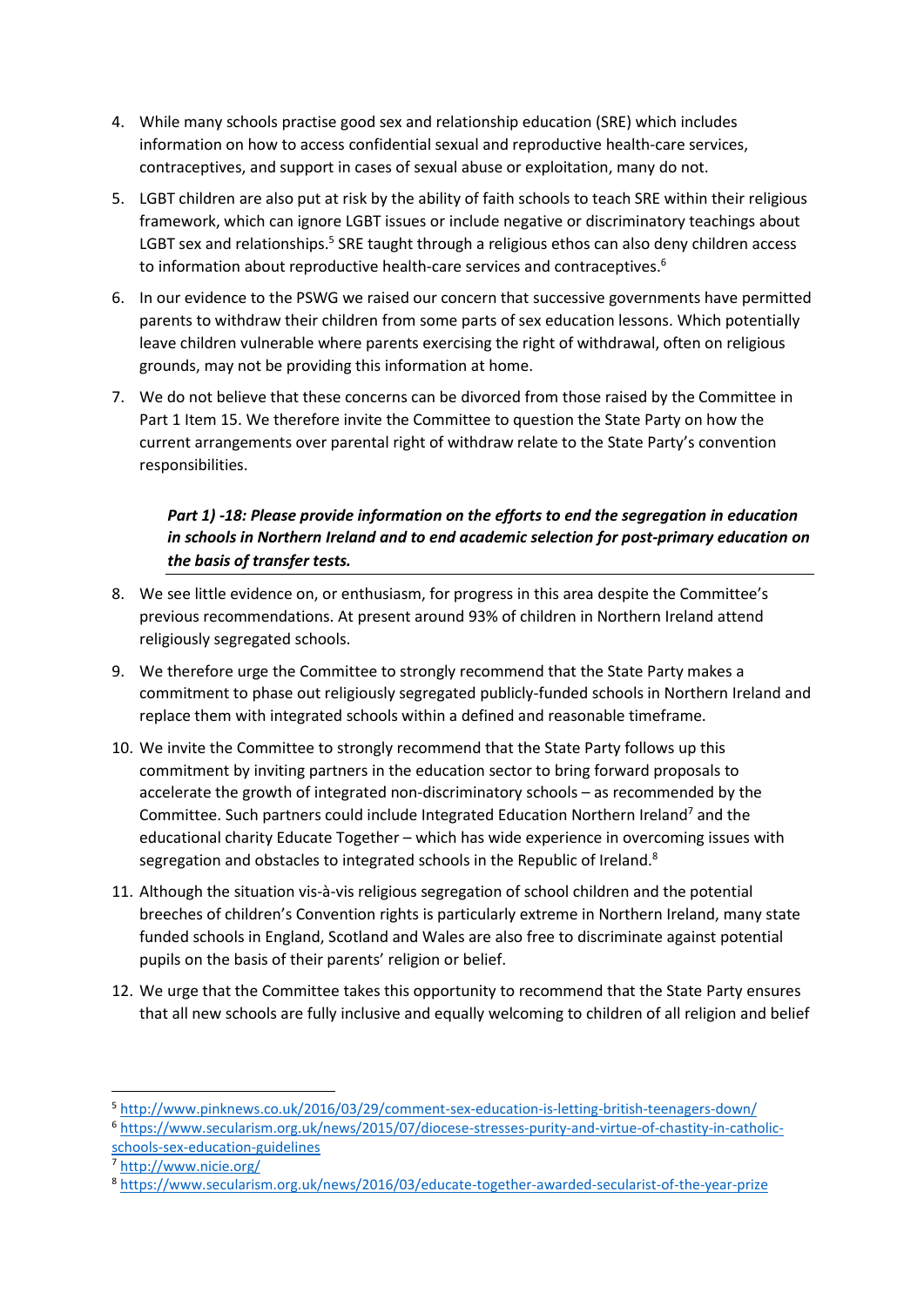4. While many schools practise good sex and relationship education (SRE) which includes information on how to access confidential sexual and reproductive health-care services, contraceptives, and support in cases of sexual abuse or exploitation, many do not.

5. LGBT children are also put at risk by the ability of faith schools to teach SRE within their religious framework, which can ignore LGBT issues or include negative or discriminatory teachings about LGBT sex and relationships.[5] SRE taught through a religious ethos can also deny children access to information about reproductive health-care services and contraceptives.[6]

6. In our evidence to the PSWG we raised our concern that successive governments have permitted parents to withdraw their children from some parts of sex education lessons. Which potentially leave children vulnerable where parents exercising the right of withdrawal, often on religious grounds, may not be providing this information at home.

7. We do not believe that these concerns can be divorced from those raised by the Committee in Part 1 Item 15. We therefore invite the Committee to question the State Party on how the current arrangements over parental right of withdraw relate to the State Party's convention responsibilities.

### *Part 1) -18: Please provide information on the efforts to end the segregation in education in schools in Northern Ireland and to end academic selection for post-primary education on the basis of transfer tests.*

8. We see little evidence on, or enthusiasm, for progress in this area despite the Committee's previous recommendations. At present around 93% of children in Northern Ireland attend religiously segregated schools.

9. We therefore urge the Committee to strongly recommend that the State Party makes a commitment to phase out religiously segregated publicly-funded schools in Northern Ireland and replace them with integrated schools within a defined and reasonable timeframe.

10. We invite the Committee to strongly recommend that the State Party follows up this commitment by inviting partners in the education sector to bring forward proposals to accelerate the growth of integrated non-discriminatory schools – as recommended by the Committee. Such partners could include Integrated Education Northern Ireland[7] and the educational charity Educate Together – which has wide experience in overcoming issues with segregation and obstacles to integrated schools in the Republic of Ireland.[8]

11. Although the situation vis-à-vis religious segregation of school children and the potential breeches of children's Convention rights is particularly extreme in Northern Ireland, many state funded schools in England, Scotland and Wales are also free to discriminate against potential pupils on the basis of their parents' religion or belief.

12. We urge that the Committee takes this opportunity to recommend that the State Party ensures that all new schools are fully inclusive and equally welcoming to children of all religion and belief

---

[5] http://www.pinknews.co.uk/2016/03/29/comment-sex-education-is-letting-british-teenagers-down/

[6] https://www.secularism.org.uk/news/2015/07/diocese-stresses-purity-and-virtue-of-chastity-in-catholic-schools-sex-education-guidelines

[7] http://www.nicie.org/

[8] https://www.secularism.org.uk/news/2016/03/educate-together-awarded-secularist-of-the-year-prize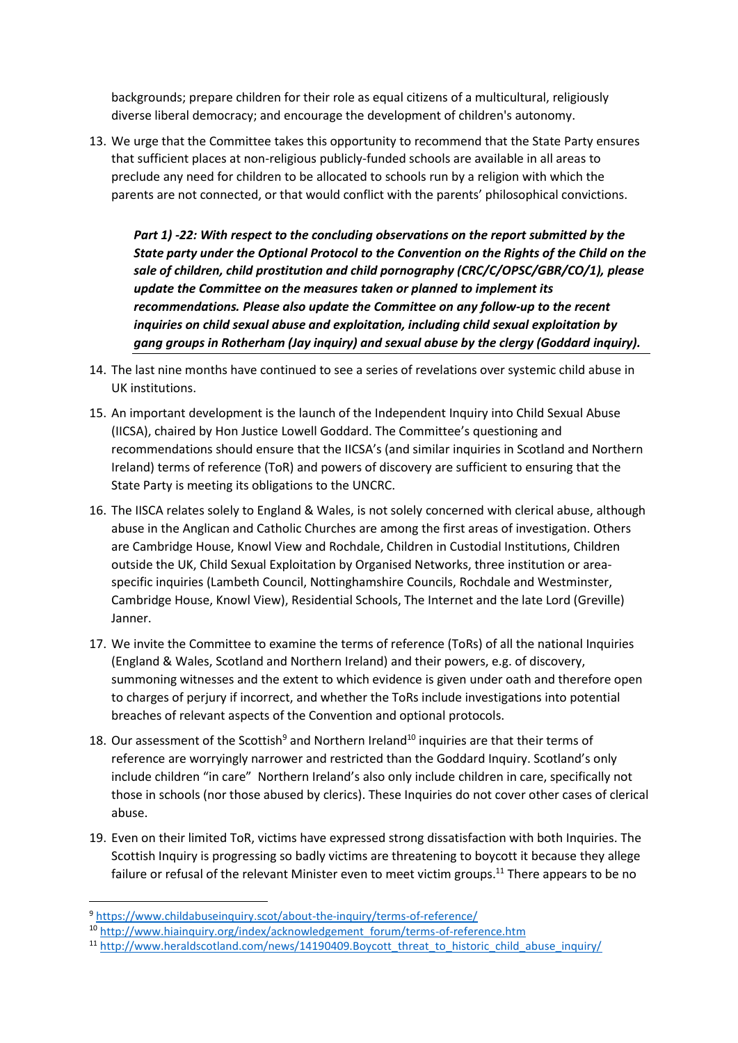backgrounds; prepare children for their role as equal citizens of a multicultural, religiously diverse liberal democracy; and encourage the development of children's autonomy.

13. We urge that the Committee takes this opportunity to recommend that the State Party ensures that sufficient places at non-religious publicly-funded schools are available in all areas to preclude any need for children to be allocated to schools run by a religion with which the parents are not connected, or that would conflict with the parents' philosophical convictions.

> ***Part 1) -22: With respect to the concluding observations on the report submitted by the State party under the Optional Protocol to the Convention on the Rights of the Child on the sale of children, child prostitution and child pornography (CRC/C/OPSC/GBR/CO/1), please update the Committee on the measures taken or planned to implement its recommendations. Please also update the Committee on any follow-up to the recent inquiries on child sexual abuse and exploitation, including child sexual exploitation by gang groups in Rotherham (Jay inquiry) and sexual abuse by the clergy (Goddard inquiry).***

14. The last nine months have continued to see a series of revelations over systemic child abuse in UK institutions.
15. An important development is the launch of the Independent Inquiry into Child Sexual Abuse (IICSA), chaired by Hon Justice Lowell Goddard. The Committee's questioning and recommendations should ensure that the IICSA's (and similar inquiries in Scotland and Northern Ireland) terms of reference (ToR) and powers of discovery are sufficient to ensuring that the State Party is meeting its obligations to the UNCRC.
16. The IISCA relates solely to England & Wales, is not solely concerned with clerical abuse, although abuse in the Anglican and Catholic Churches are among the first areas of investigation. Others are Cambridge House, Knowl View and Rochdale, Children in Custodial Institutions, Children outside the UK, Child Sexual Exploitation by Organised Networks, three institution or area-specific inquiries (Lambeth Council, Nottinghamshire Councils, Rochdale and Westminster, Cambridge House, Knowl View), Residential Schools, The Internet and the late Lord (Greville) Janner.
17. We invite the Committee to examine the terms of reference (ToRs) of all the national Inquiries (England & Wales, Scotland and Northern Ireland) and their powers, e.g. of discovery, summoning witnesses and the extent to which evidence is given under oath and therefore open to charges of perjury if incorrect, and whether the ToRs include investigations into potential breaches of relevant aspects of the Convention and optional protocols.
18. Our assessment of the Scottish[9] and Northern Ireland[10] inquiries are that their terms of reference are worryingly narrower and restricted than the Goddard Inquiry. Scotland's only include children "in care" Northern Ireland's also only include children in care, specifically not those in schools (nor those abused by clerics). These Inquiries do not cover other cases of clerical abuse.
19. Even on their limited ToR, victims have expressed strong dissatisfaction with both Inquiries. The Scottish Inquiry is progressing so badly victims are threatening to boycott it because they allege failure or refusal of the relevant Minister even to meet victim groups.[11] There appears to be no

---

[9] https://www.childabuseinquiry.scot/about-the-inquiry/terms-of-reference/

[10] http://www.hiainquiry.org/index/acknowledgement_forum/terms-of-reference.htm

[11] http://www.heraldscotland.com/news/14190409.Boycott_threat_to_historic_child_abuse_inquiry/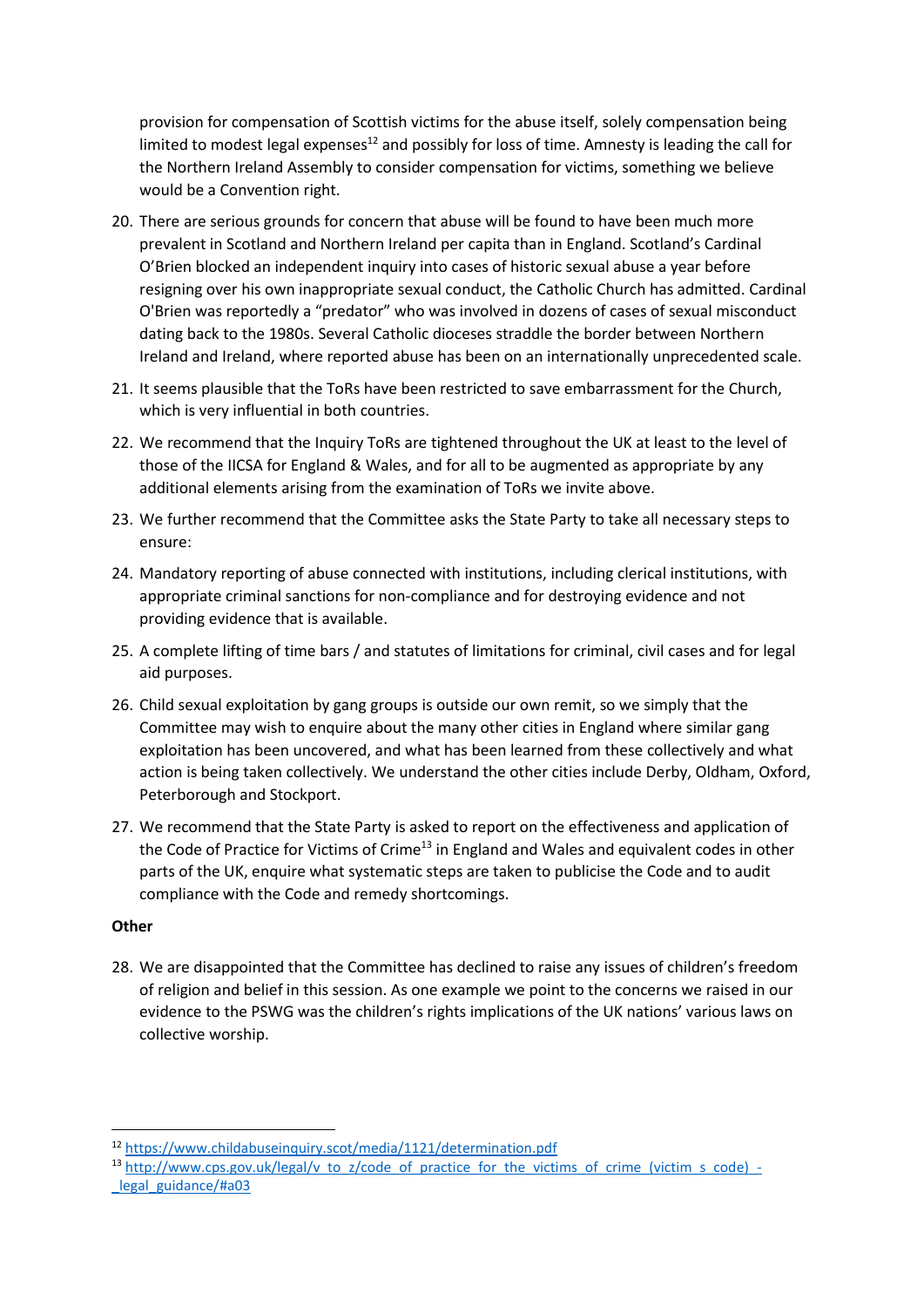provision for compensation of Scottish victims for the abuse itself, solely compensation being limited to modest legal expenses[12] and possibly for loss of time. Amnesty is leading the call for the Northern Ireland Assembly to consider compensation for victims, something we believe would be a Convention right.

20. There are serious grounds for concern that abuse will be found to have been much more prevalent in Scotland and Northern Ireland per capita than in England. Scotland's Cardinal O'Brien blocked an independent inquiry into cases of historic sexual abuse a year before resigning over his own inappropriate sexual conduct, the Catholic Church has admitted. Cardinal O'Brien was reportedly a "predator" who was involved in dozens of cases of sexual misconduct dating back to the 1980s. Several Catholic dioceses straddle the border between Northern Ireland and Ireland, where reported abuse has been on an internationally unprecedented scale.
21. It seems plausible that the ToRs have been restricted to save embarrassment for the Church, which is very influential in both countries.
22. We recommend that the Inquiry ToRs are tightened throughout the UK at least to the level of those of the IICSA for England & Wales, and for all to be augmented as appropriate by any additional elements arising from the examination of ToRs we invite above.
23. We further recommend that the Committee asks the State Party to take all necessary steps to ensure:
24. Mandatory reporting of abuse connected with institutions, including clerical institutions, with appropriate criminal sanctions for non-compliance and for destroying evidence and not providing evidence that is available.
25. A complete lifting of time bars / and statutes of limitations for criminal, civil cases and for legal aid purposes.
26. Child sexual exploitation by gang groups is outside our own remit, so we simply that the Committee may wish to enquire about the many other cities in England where similar gang exploitation has been uncovered, and what has been learned from these collectively and what action is being taken collectively. We understand the other cities include Derby, Oldham, Oxford, Peterborough and Stockport.
27. We recommend that the State Party is asked to report on the effectiveness and application of the Code of Practice for Victims of Crime[13] in England and Wales and equivalent codes in other parts of the UK, enquire what systematic steps are taken to publicise the Code and to audit compliance with the Code and remedy shortcomings.

**Other**

28. We are disappointed that the Committee has declined to raise any issues of children's freedom of religion and belief in this session. As one example we point to the concerns we raised in our evidence to the PSWG was the children's rights implications of the UK nations' various laws on collective worship.

---

[12] https://www.childabuseinquiry.scot/media/1121/determination.pdf

[13] http://www.cps.gov.uk/legal/v_to_z/code_of_practice_for_the_victims_of_crime_(victim_s_code)_-_legal_guidance/#a03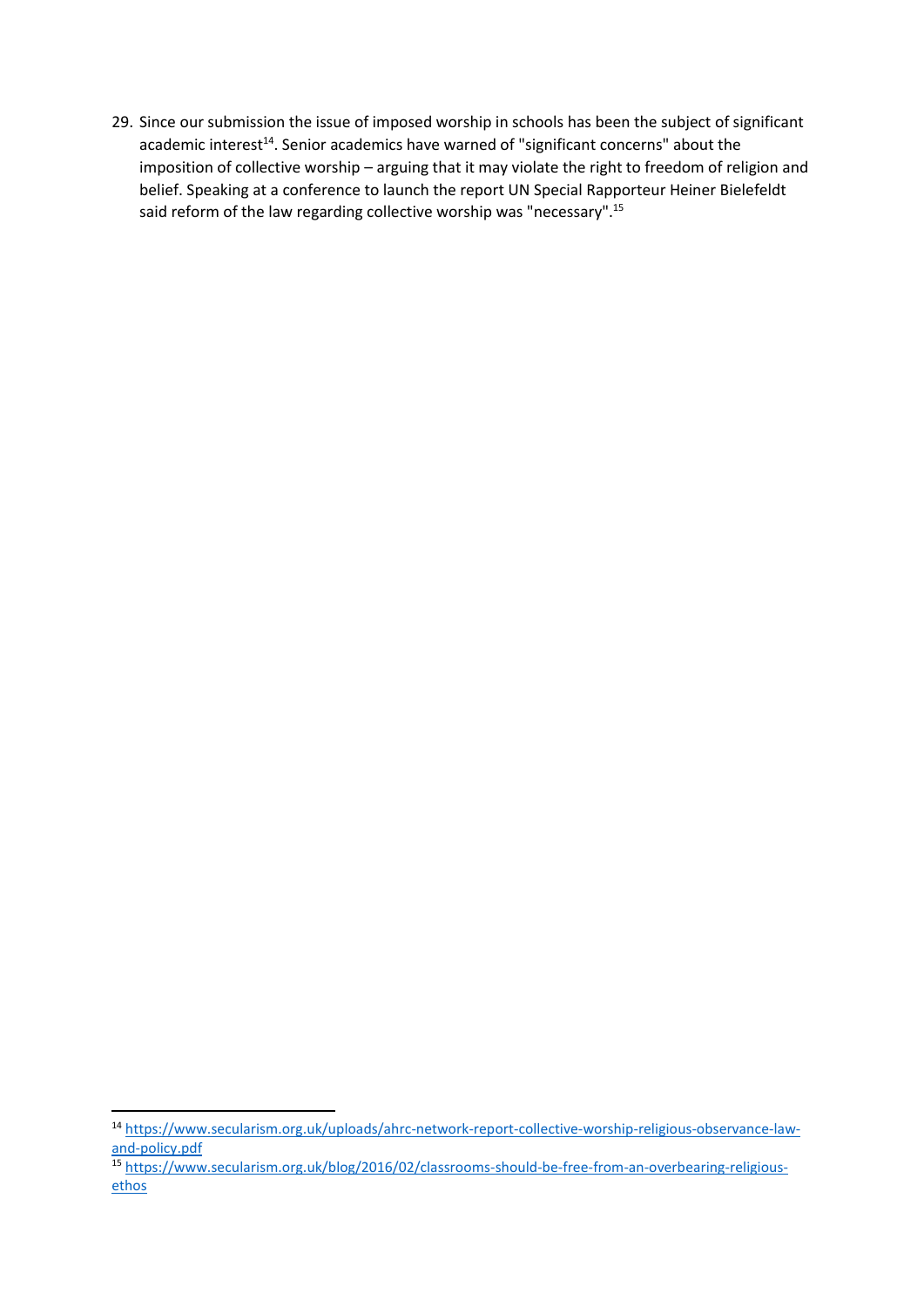29. Since our submission the issue of imposed worship in schools has been the subject of significant academic interest[14]. Senior academics have warned of "significant concerns" about the imposition of collective worship – arguing that it may violate the right to freedom of religion and belief. Speaking at a conference to launch the report UN Special Rapporteur Heiner Bielefeldt said reform of the law regarding collective worship was "necessary".[15]

---

[14] https://www.secularism.org.uk/uploads/ahrc-network-report-collective-worship-religious-observance-law-and-policy.pdf

[15] https://www.secularism.org.uk/blog/2016/02/classrooms-should-be-free-from-an-overbearing-religious-ethos